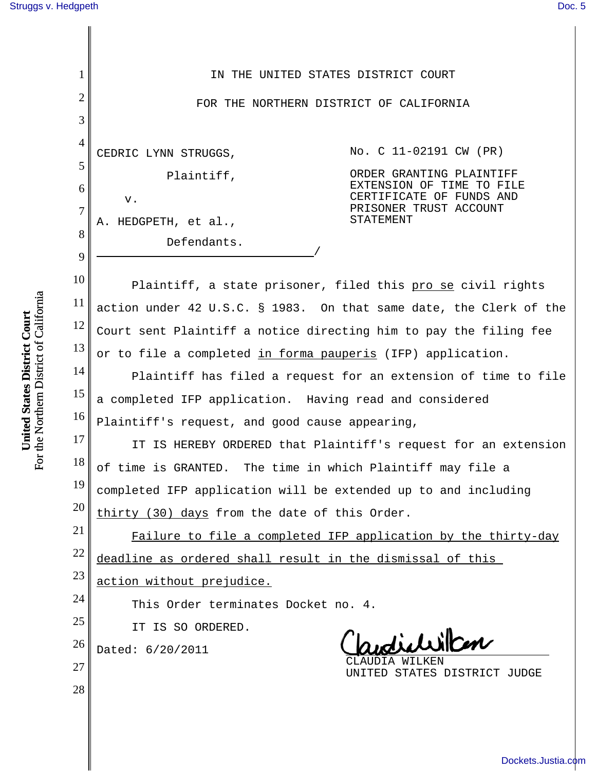IN THE UNITED STATES DISTRICT COURT

FOR THE NORTHERN DISTRICT OF CALIFORNIA

CEDRIC LYNN STRUGGS,

Plaintiff,

v.

A. HEDGPETH, et al.,

Defendants.

No. C 11-02191 CW (PR)

ORDER GRANTING PLAINTIFF EXTENSION OF TIME TO FILE CERTIFICATE OF FUNDS AND PRISONER TRUST ACCOUNT STATEMENT

Plaintiff, a state prisoner, filed this pro se civil rights action under 42 U.S.C. § 1983. On that same date, the Clerk of the Court sent Plaintiff a notice directing him to pay the filing fee or to file a completed in forma pauperis (IFP) application.

Plaintiff has filed a request for an extension of time to file a completed IFP application. Having read and considered Plaintiff's request, and good cause appearing,

IT IS HEREBY ORDERED that Plaintiff's request for an extension of time is GRANTED. The time in which Plaintiff may file a completed IFP application will be extended up to and including thirty (30) days from the date of this Order.

Failure to file a completed IFP application by the thirty-day deadline as ordered shall result in the dismissal of this action without prejudice.

This Order terminates Docket no. 4.

IT IS SO ORDERED.

Dated: 6/20/2011

CLAUDIA WILKEN
UNITED STATES DISTRICT JUDGE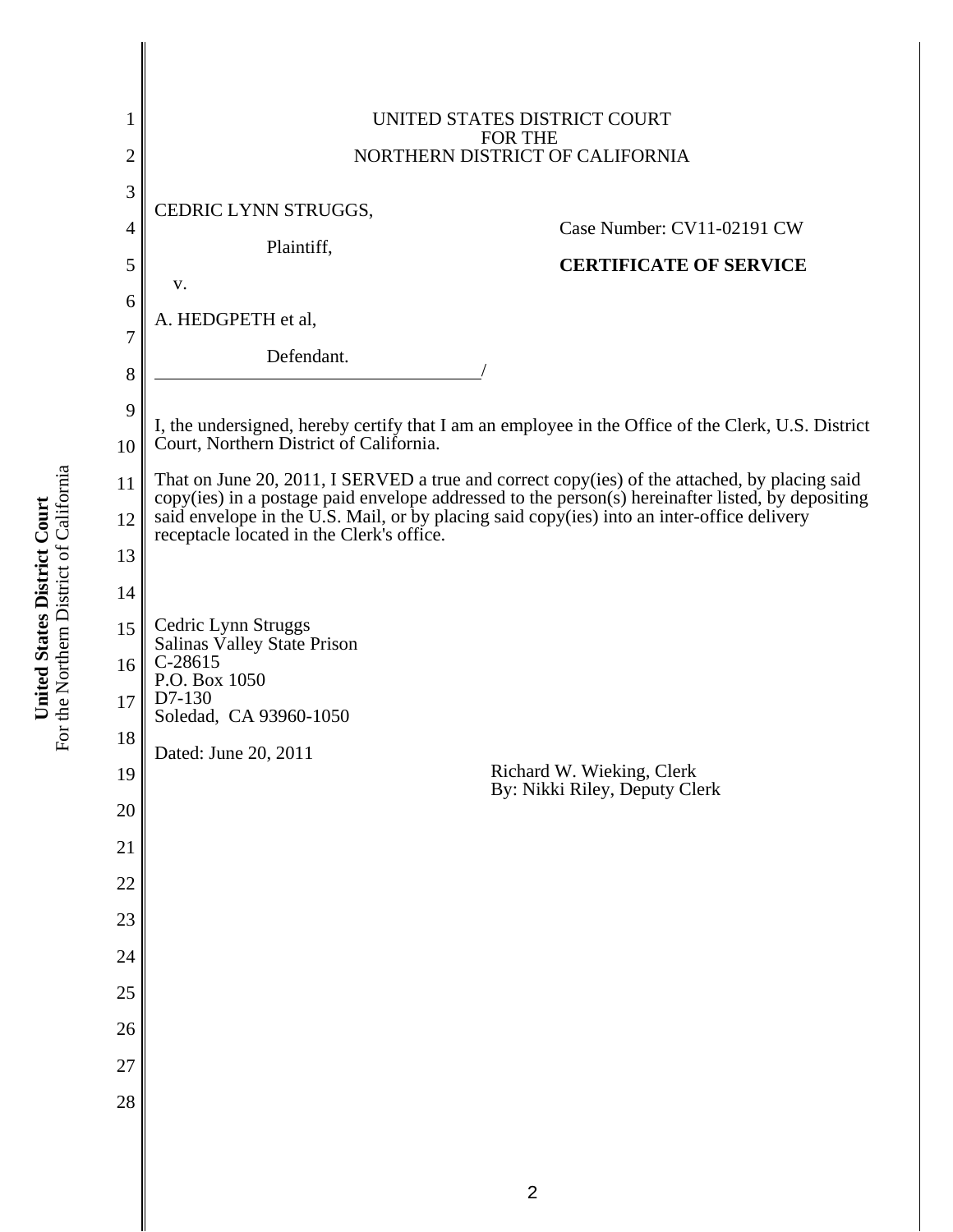UNITED STATES DISTRICT COURT
FOR THE
NORTHERN DISTRICT OF CALIFORNIA

CEDRIC LYNN STRUGGS,

Plaintiff,

v.

A. HEDGPETH et al,

Defendant.
/

Case Number: CV11-02191 CW

**CERTIFICATE OF SERVICE**

I, the undersigned, hereby certify that I am an employee in the Office of the Clerk, U.S. District Court, Northern District of California.

That on June 20, 2011, I SERVED a true and correct copy(ies) of the attached, by placing said copy(ies) in a postage paid envelope addressed to the person(s) hereinafter listed, by depositing said envelope in the U.S. Mail, or by placing said copy(ies) into an inter-office delivery receptacle located in the Clerk's office.

Cedric Lynn Struggs
Salinas Valley State Prison
C-28615
P.O. Box 1050
D7-130
Soledad, CA 93960-1050

Dated: June 20, 2011

Richard W. Wieking, Clerk
By: Nikki Riley, Deputy Clerk